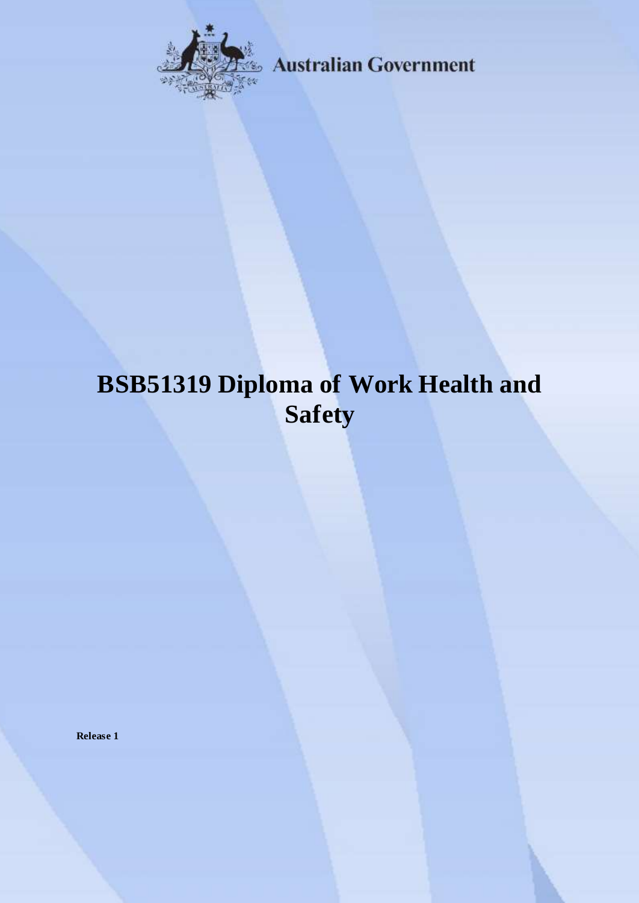Australian Government

# BSB51319 Diploma of Work Health and Safety

**Release 1**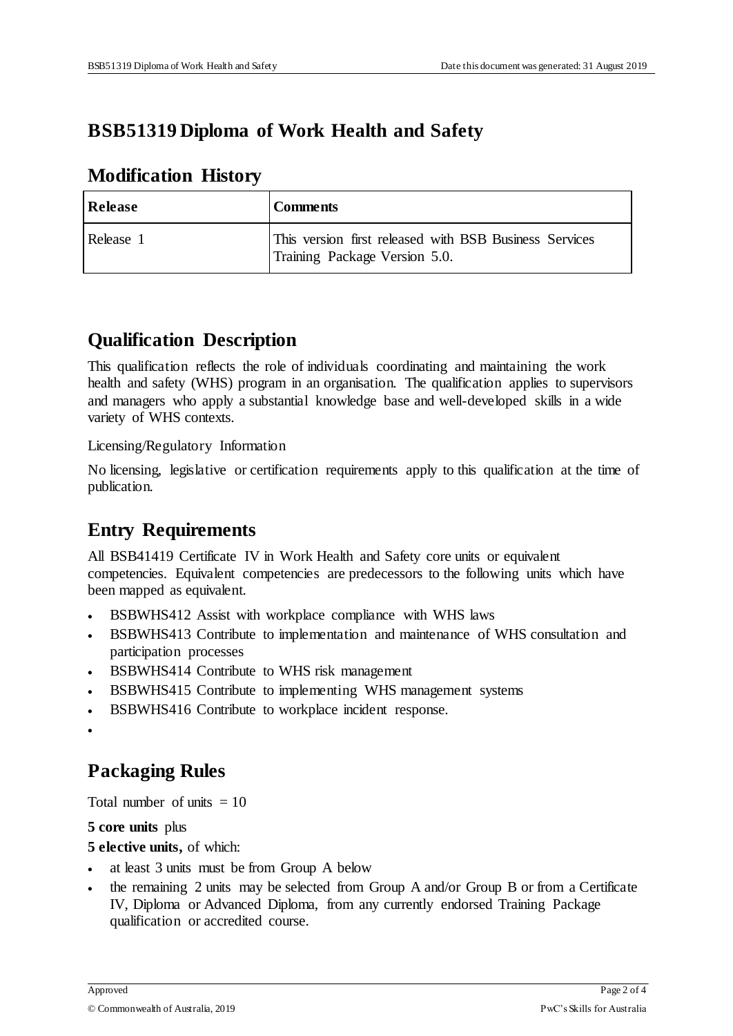# BSB51319 Diploma of Work Health and Safety

## Modification History

| Release | Comments |
|---|---|
| Release 1 | This version first released with BSB Business Services Training Package Version 5.0. |

## Qualification Description

This qualification reflects the role of individuals coordinating and maintaining the work health and safety (WHS) program in an organisation. The qualification applies to supervisors and managers who apply a substantial knowledge base and well-developed skills in a wide variety of WHS contexts.

Licensing/Regulatory Information

No licensing, legislative or certification requirements apply to this qualification at the time of publication.

## Entry Requirements

All BSB41419 Certificate IV in Work Health and Safety core units or equivalent competencies. Equivalent competencies are predecessors to the following units which have been mapped as equivalent.

- BSBWHS412 Assist with workplace compliance with WHS laws
- BSBWHS413 Contribute to implementation and maintenance of WHS consultation and participation processes
- BSBWHS414 Contribute to WHS risk management
- BSBWHS415 Contribute to implementing WHS management systems
- BSBWHS416 Contribute to workplace incident response.

## Packaging Rules

Total number of units = 10

**5 core units** plus

**5 elective units,** of which:

- at least 3 units must be from Group A below
- the remaining 2 units may be selected from Group A and/or Group B or from a Certificate IV, Diploma or Advanced Diploma, from any currently endorsed Training Package qualification or accredited course.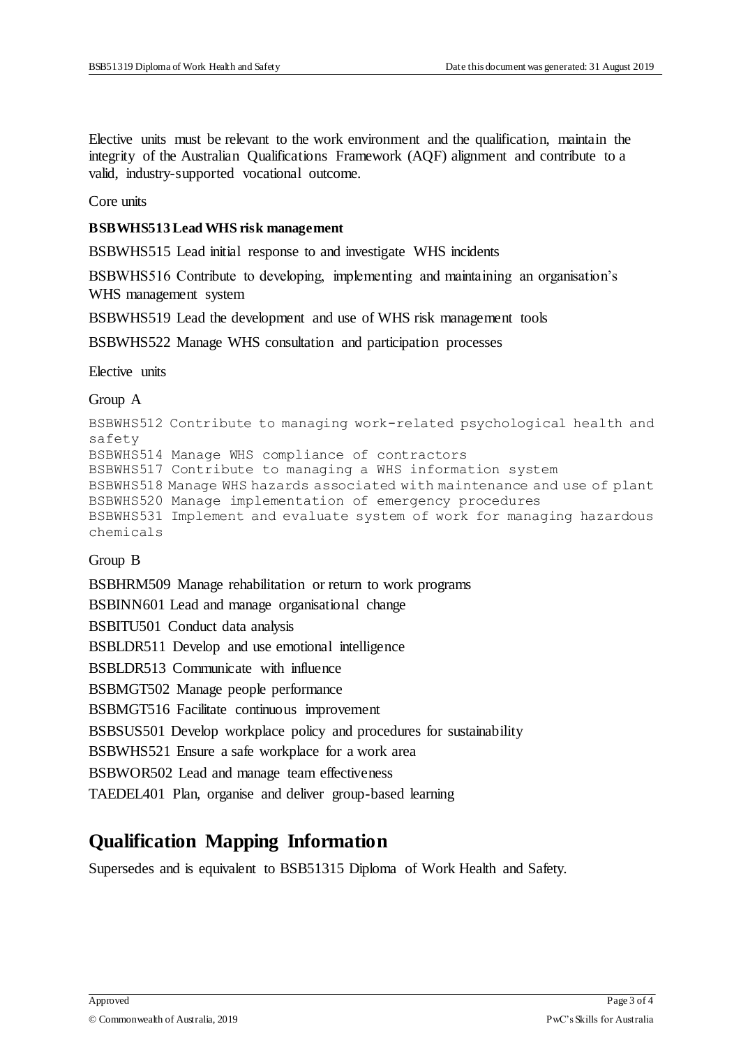Elective units must be relevant to the work environment and the qualification, maintain the integrity of the Australian Qualifications Framework (AQF) alignment and contribute to a valid, industry-supported vocational outcome.

Core units

**BSBWHS513 Lead WHS risk management**

BSBWHS515 Lead initial response to and investigate WHS incidents

BSBWHS516 Contribute to developing, implementing and maintaining an organisation's WHS management system

BSBWHS519 Lead the development and use of WHS risk management tools

BSBWHS522 Manage WHS consultation and participation processes

Elective units

Group A

BSBWHS512 Contribute to managing work-related psychological health and safety
BSBWHS514 Manage WHS compliance of contractors
BSBWHS517 Contribute to managing a WHS information system
BSBWHS518 Manage WHS hazards associated with maintenance and use of plant
BSBWHS520 Manage implementation of emergency procedures
BSBWHS531 Implement and evaluate system of work for managing hazardous chemicals

Group B

BSBHRM509 Manage rehabilitation or return to work programs

BSBINN601 Lead and manage organisational change

BSBITU501 Conduct data analysis

BSBLDR511 Develop and use emotional intelligence

BSBLDR513 Communicate with influence

BSBMGT502 Manage people performance

BSBMGT516 Facilitate continuous improvement

BSBSUS501 Develop workplace policy and procedures for sustainability

BSBWHS521 Ensure a safe workplace for a work area

BSBWOR502 Lead and manage team effectiveness

TAEDEL401 Plan, organise and deliver group-based learning

# Qualification Mapping Information

Supersedes and is equivalent to BSB51315 Diploma of Work Health and Safety.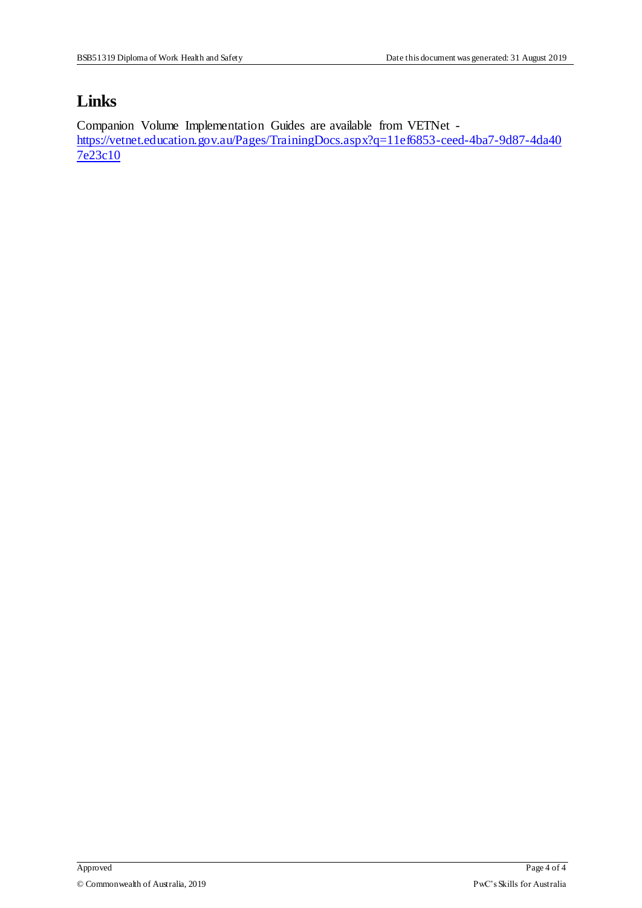# Links

Companion Volume Implementation Guides are available from VETNet - https://vetnet.education.gov.au/Pages/TrainingDocs.aspx?q=11ef6853-ceed-4ba7-9d87-4da407e23c10